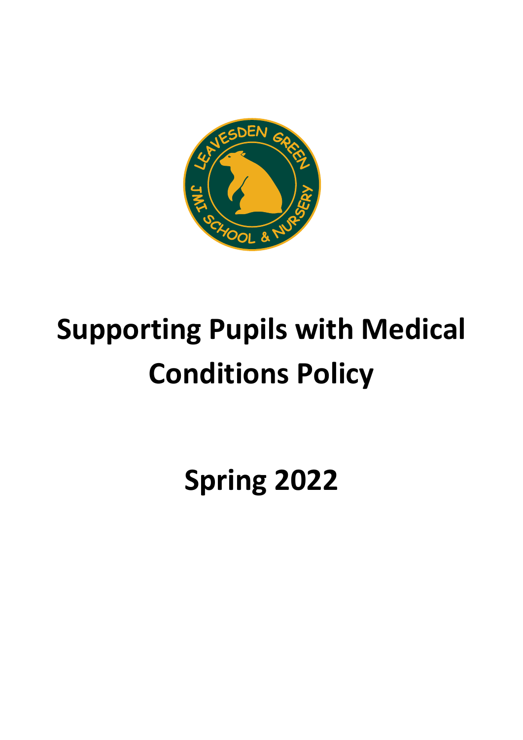# Supporting Pupils with Medical Conditions Policy

## Spring 2022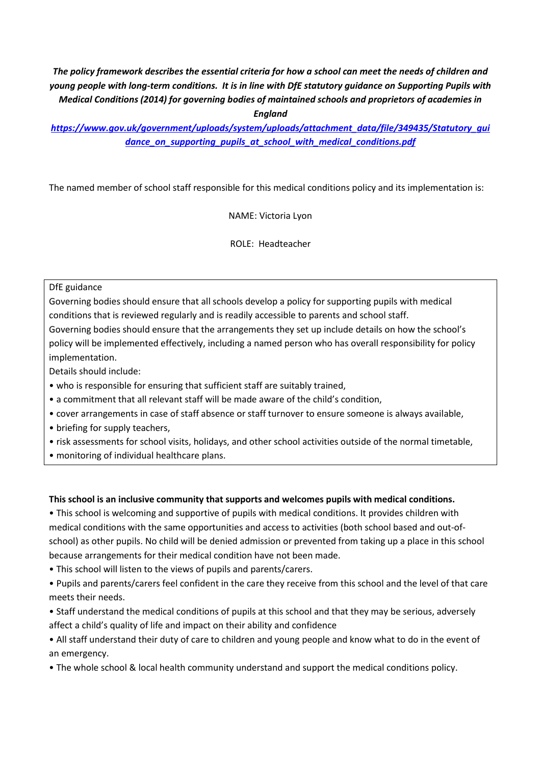***The policy framework describes the essential criteria for how a school can meet the needs of children and young people with long-term conditions. It is in line with DfE statutory guidance on Supporting Pupils with Medical Conditions (2014) for governing bodies of maintained schools and proprietors of academies in England***

***https://www.gov.uk/government/uploads/system/uploads/attachment_data/file/349435/Statutory_guidance_on_supporting_pupils_at_school_with_medical_conditions.pdf***

The named member of school staff responsible for this medical conditions policy and its implementation is:

NAME: Victoria Lyon

ROLE: Headteacher

> DfE guidance
>
> Governing bodies should ensure that all schools develop a policy for supporting pupils with medical conditions that is reviewed regularly and is readily accessible to parents and school staff.
>
> Governing bodies should ensure that the arrangements they set up include details on how the school's policy will be implemented effectively, including a named person who has overall responsibility for policy implementation.
>
> Details should include:
>
> - who is responsible for ensuring that sufficient staff are suitably trained,
> - a commitment that all relevant staff will be made aware of the child's condition,
> - cover arrangements in case of staff absence or staff turnover to ensure someone is always available,
> - briefing for supply teachers,
> - risk assessments for school visits, holidays, and other school activities outside of the normal timetable,
> - monitoring of individual healthcare plans.

**This school is an inclusive community that supports and welcomes pupils with medical conditions.**

- This school is welcoming and supportive of pupils with medical conditions. It provides children with medical conditions with the same opportunities and access to activities (both school based and out-of-school) as other pupils. No child will be denied admission or prevented from taking up a place in this school because arrangements for their medical condition have not been made.
- This school will listen to the views of pupils and parents/carers.
- Pupils and parents/carers feel confident in the care they receive from this school and the level of that care meets their needs.
- Staff understand the medical conditions of pupils at this school and that they may be serious, adversely affect a child's quality of life and impact on their ability and confidence
- All staff understand their duty of care to children and young people and know what to do in the event of an emergency.
- The whole school & local health community understand and support the medical conditions policy.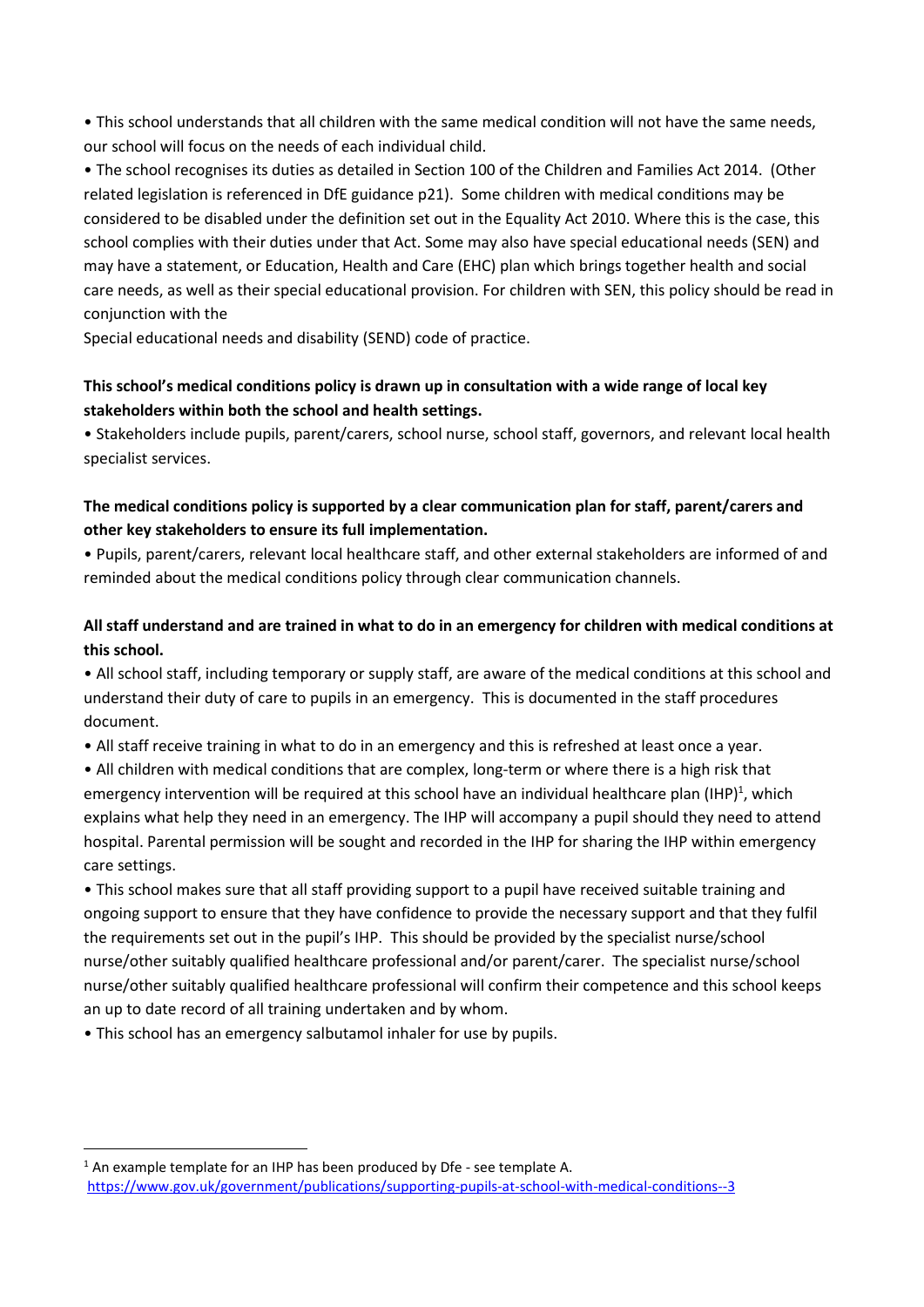- This school understands that all children with the same medical condition will not have the same needs, our school will focus on the needs of each individual child.
- The school recognises its duties as detailed in Section 100 of the Children and Families Act 2014. (Other related legislation is referenced in DfE guidance p21). Some children with medical conditions may be considered to be disabled under the definition set out in the Equality Act 2010. Where this is the case, this school complies with their duties under that Act. Some may also have special educational needs (SEN) and may have a statement, or Education, Health and Care (EHC) plan which brings together health and social care needs, as well as their special educational provision. For children with SEN, this policy should be read in conjunction with the Special educational needs and disability (SEND) code of practice.

**This school's medical conditions policy is drawn up in consultation with a wide range of local key stakeholders within both the school and health settings.**

- Stakeholders include pupils, parent/carers, school nurse, school staff, governors, and relevant local health specialist services.

**The medical conditions policy is supported by a clear communication plan for staff, parent/carers and other key stakeholders to ensure its full implementation.**

- Pupils, parent/carers, relevant local healthcare staff, and other external stakeholders are informed of and reminded about the medical conditions policy through clear communication channels.

**All staff understand and are trained in what to do in an emergency for children with medical conditions at this school.**

- All school staff, including temporary or supply staff, are aware of the medical conditions at this school and understand their duty of care to pupils in an emergency. This is documented in the staff procedures document.
- All staff receive training in what to do in an emergency and this is refreshed at least once a year.
- All children with medical conditions that are complex, long-term or where there is a high risk that emergency intervention will be required at this school have an individual healthcare plan (IHP)[1], which explains what help they need in an emergency. The IHP will accompany a pupil should they need to attend hospital. Parental permission will be sought and recorded in the IHP for sharing the IHP within emergency care settings.
- This school makes sure that all staff providing support to a pupil have received suitable training and ongoing support to ensure that they have confidence to provide the necessary support and that they fulfil the requirements set out in the pupil's IHP. This should be provided by the specialist nurse/school nurse/other suitably qualified healthcare professional and/or parent/carer. The specialist nurse/school nurse/other suitably qualified healthcare professional will confirm their competence and this school keeps an up to date record of all training undertaken and by whom.
- This school has an emergency salbutamol inhaler for use by pupils.

---

[1] An example template for an IHP has been produced by Dfe - see template A. https://www.gov.uk/government/publications/supporting-pupils-at-school-with-medical-conditions--3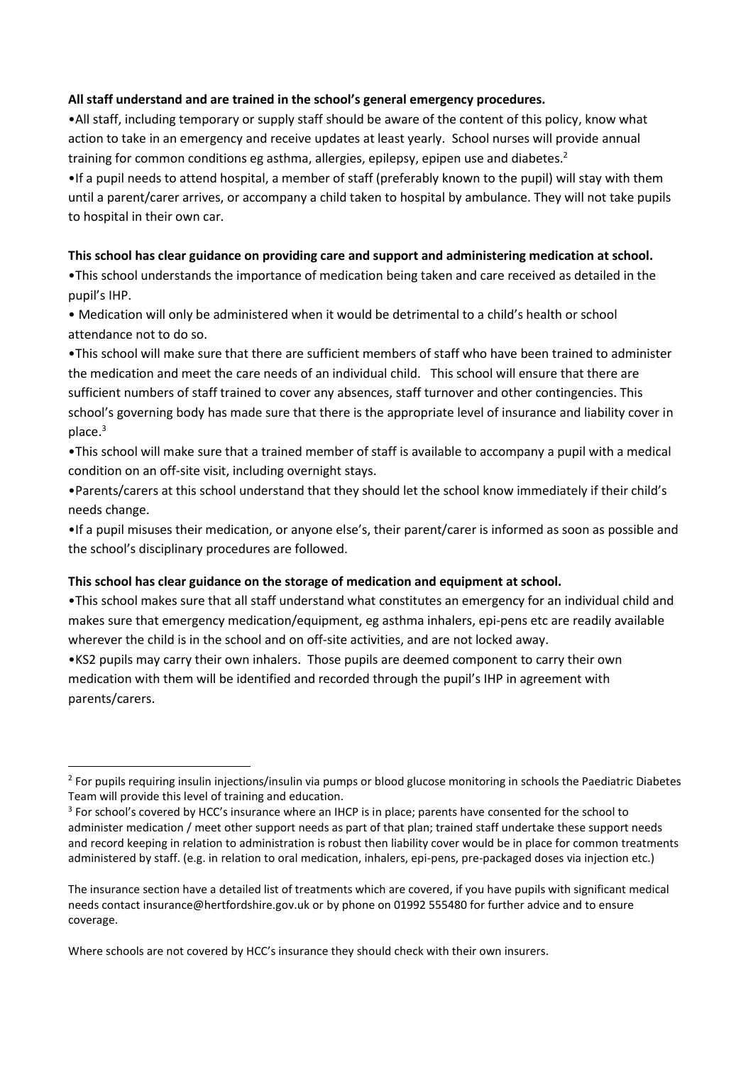**All staff understand and are trained in the school's general emergency procedures.**

•All staff, including temporary or supply staff should be aware of the content of this policy, know what action to take in an emergency and receive updates at least yearly. School nurses will provide annual training for common conditions eg asthma, allergies, epilepsy, epipen use and diabetes.[2]

•If a pupil needs to attend hospital, a member of staff (preferably known to the pupil) will stay with them until a parent/carer arrives, or accompany a child taken to hospital by ambulance. They will not take pupils to hospital in their own car.

**This school has clear guidance on providing care and support and administering medication at school.**

•This school understands the importance of medication being taken and care received as detailed in the pupil's IHP.

• Medication will only be administered when it would be detrimental to a child's health or school attendance not to do so.

•This school will make sure that there are sufficient members of staff who have been trained to administer the medication and meet the care needs of an individual child. This school will ensure that there are sufficient numbers of staff trained to cover any absences, staff turnover and other contingencies. This school's governing body has made sure that there is the appropriate level of insurance and liability cover in place.[3]

•This school will make sure that a trained member of staff is available to accompany a pupil with a medical condition on an off-site visit, including overnight stays.

•Parents/carers at this school understand that they should let the school know immediately if their child's needs change.

•If a pupil misuses their medication, or anyone else's, their parent/carer is informed as soon as possible and the school's disciplinary procedures are followed.

**This school has clear guidance on the storage of medication and equipment at school.**

•This school makes sure that all staff understand what constitutes an emergency for an individual child and makes sure that emergency medication/equipment, eg asthma inhalers, epi-pens etc are readily available wherever the child is in the school and on off-site activities, and are not locked away.

•KS2 pupils may carry their own inhalers. Those pupils are deemed component to carry their own medication with them will be identified and recorded through the pupil's IHP in agreement with parents/carers.

---

[2] For pupils requiring insulin injections/insulin via pumps or blood glucose monitoring in schools the Paediatric Diabetes Team will provide this level of training and education.

[3] For school's covered by HCC's insurance where an IHCP is in place; parents have consented for the school to administer medication / meet other support needs as part of that plan; trained staff undertake these support needs and record keeping in relation to administration is robust then liability cover would be in place for common treatments administered by staff. (e.g. in relation to oral medication, inhalers, epi-pens, pre-packaged doses via injection etc.)

The insurance section have a detailed list of treatments which are covered, if you have pupils with significant medical needs contact insurance@hertfordshire.gov.uk or by phone on 01992 555480 for further advice and to ensure coverage.

Where schools are not covered by HCC's insurance they should check with their own insurers.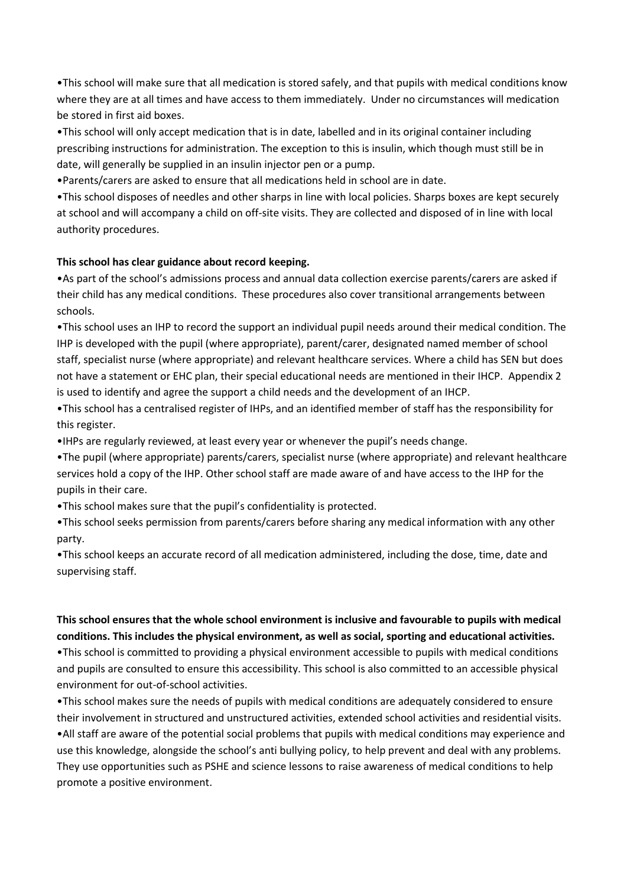•This school will make sure that all medication is stored safely, and that pupils with medical conditions know where they are at all times and have access to them immediately. Under no circumstances will medication be stored in first aid boxes.

•This school will only accept medication that is in date, labelled and in its original container including prescribing instructions for administration. The exception to this is insulin, which though must still be in date, will generally be supplied in an insulin injector pen or a pump.

•Parents/carers are asked to ensure that all medications held in school are in date.

•This school disposes of needles and other sharps in line with local policies. Sharps boxes are kept securely at school and will accompany a child on off-site visits. They are collected and disposed of in line with local authority procedures.

**This school has clear guidance about record keeping.**

•As part of the school's admissions process and annual data collection exercise parents/carers are asked if their child has any medical conditions. These procedures also cover transitional arrangements between schools.

•This school uses an IHP to record the support an individual pupil needs around their medical condition. The IHP is developed with the pupil (where appropriate), parent/carer, designated named member of school staff, specialist nurse (where appropriate) and relevant healthcare services. Where a child has SEN but does not have a statement or EHC plan, their special educational needs are mentioned in their IHCP. Appendix 2 is used to identify and agree the support a child needs and the development of an IHCP.

•This school has a centralised register of IHPs, and an identified member of staff has the responsibility for this register.

•IHPs are regularly reviewed, at least every year or whenever the pupil's needs change.

•The pupil (where appropriate) parents/carers, specialist nurse (where appropriate) and relevant healthcare services hold a copy of the IHP. Other school staff are made aware of and have access to the IHP for the pupils in their care.

•This school makes sure that the pupil's confidentiality is protected.

•This school seeks permission from parents/carers before sharing any medical information with any other party.

•This school keeps an accurate record of all medication administered, including the dose, time, date and supervising staff.

**This school ensures that the whole school environment is inclusive and favourable to pupils with medical conditions. This includes the physical environment, as well as social, sporting and educational activities.**

•This school is committed to providing a physical environment accessible to pupils with medical conditions and pupils are consulted to ensure this accessibility. This school is also committed to an accessible physical environment for out-of-school activities.

•This school makes sure the needs of pupils with medical conditions are adequately considered to ensure their involvement in structured and unstructured activities, extended school activities and residential visits.

•All staff are aware of the potential social problems that pupils with medical conditions may experience and use this knowledge, alongside the school's anti bullying policy, to help prevent and deal with any problems. They use opportunities such as PSHE and science lessons to raise awareness of medical conditions to help promote a positive environment.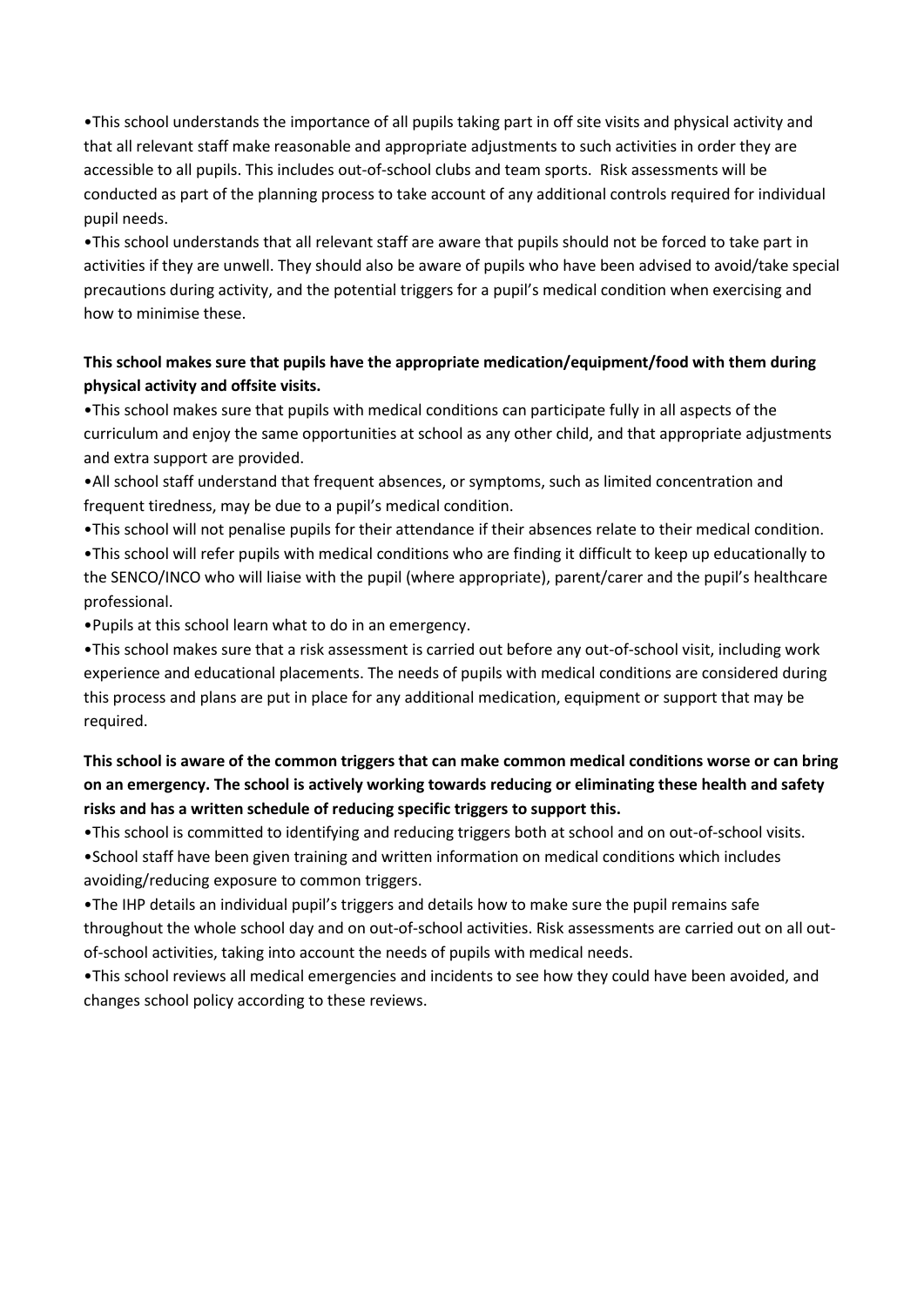•This school understands the importance of all pupils taking part in off site visits and physical activity and that all relevant staff make reasonable and appropriate adjustments to such activities in order they are accessible to all pupils. This includes out-of-school clubs and team sports. Risk assessments will be conducted as part of the planning process to take account of any additional controls required for individual pupil needs.

•This school understands that all relevant staff are aware that pupils should not be forced to take part in activities if they are unwell. They should also be aware of pupils who have been advised to avoid/take special precautions during activity, and the potential triggers for a pupil's medical condition when exercising and how to minimise these.

**This school makes sure that pupils have the appropriate medication/equipment/food with them during physical activity and offsite visits.**

•This school makes sure that pupils with medical conditions can participate fully in all aspects of the curriculum and enjoy the same opportunities at school as any other child, and that appropriate adjustments and extra support are provided.

•All school staff understand that frequent absences, or symptoms, such as limited concentration and frequent tiredness, may be due to a pupil's medical condition.

•This school will not penalise pupils for their attendance if their absences relate to their medical condition.

•This school will refer pupils with medical conditions who are finding it difficult to keep up educationally to the SENCO/INCO who will liaise with the pupil (where appropriate), parent/carer and the pupil's healthcare professional.

•Pupils at this school learn what to do in an emergency.

•This school makes sure that a risk assessment is carried out before any out-of-school visit, including work experience and educational placements. The needs of pupils with medical conditions are considered during this process and plans are put in place for any additional medication, equipment or support that may be required.

**This school is aware of the common triggers that can make common medical conditions worse or can bring on an emergency. The school is actively working towards reducing or eliminating these health and safety risks and has a written schedule of reducing specific triggers to support this.**

•This school is committed to identifying and reducing triggers both at school and on out-of-school visits.

•School staff have been given training and written information on medical conditions which includes avoiding/reducing exposure to common triggers.

•The IHP details an individual pupil's triggers and details how to make sure the pupil remains safe throughout the whole school day and on out-of-school activities. Risk assessments are carried out on all out-of-school activities, taking into account the needs of pupils with medical needs.

•This school reviews all medical emergencies and incidents to see how they could have been avoided, and changes school policy according to these reviews.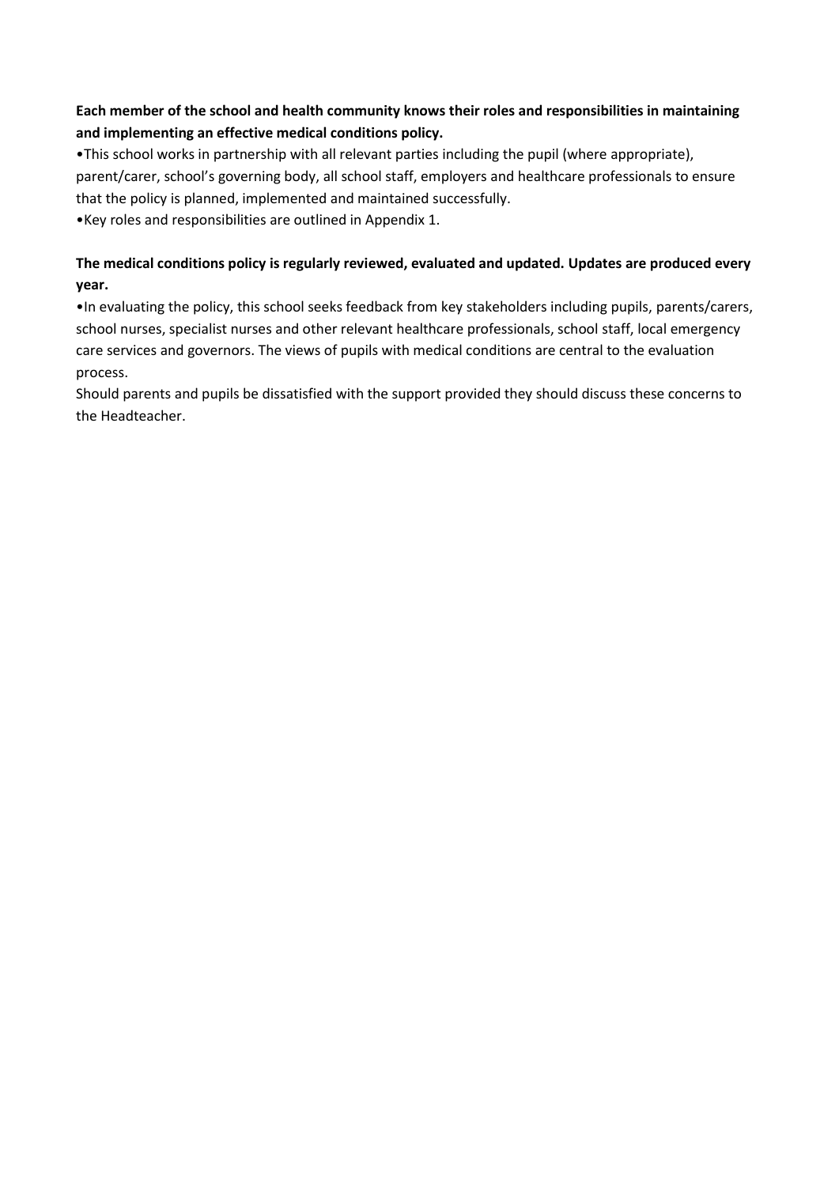**Each member of the school and health community knows their roles and responsibilities in maintaining and implementing an effective medical conditions policy.**

•This school works in partnership with all relevant parties including the pupil (where appropriate), parent/carer, school's governing body, all school staff, employers and healthcare professionals to ensure that the policy is planned, implemented and maintained successfully.

•Key roles and responsibilities are outlined in Appendix 1.

**The medical conditions policy is regularly reviewed, evaluated and updated. Updates are produced every year.**

•In evaluating the policy, this school seeks feedback from key stakeholders including pupils, parents/carers, school nurses, specialist nurses and other relevant healthcare professionals, school staff, local emergency care services and governors. The views of pupils with medical conditions are central to the evaluation process.

Should parents and pupils be dissatisfied with the support provided they should discuss these concerns to the Headteacher.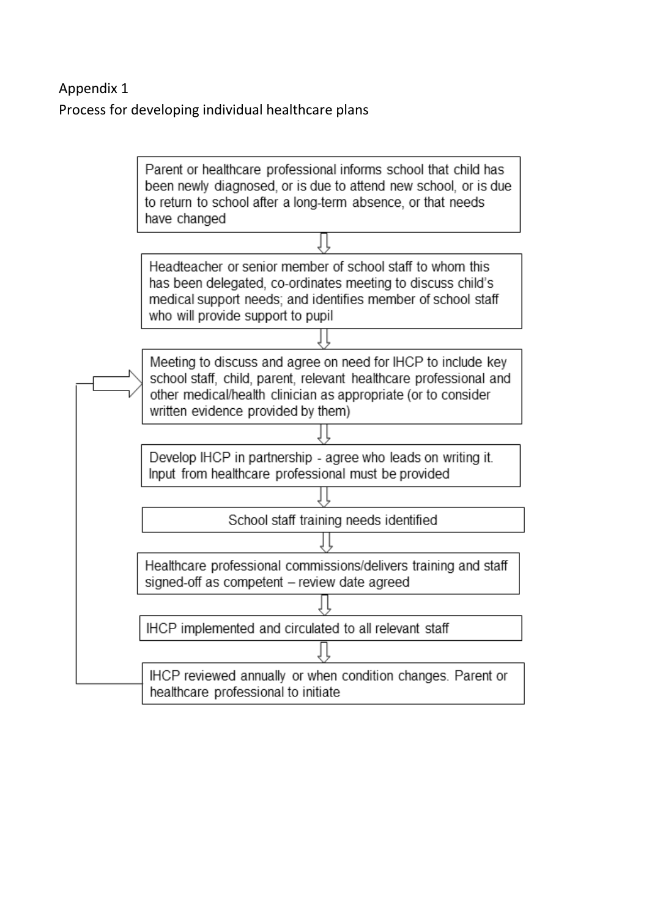Appendix 1

Process for developing individual healthcare plans

1. Parent or healthcare professional informs school that child has been newly diagnosed, or is due to attend new school, or is due to return to school after a long-term absence, or that needs have changed
2. Headteacher or senior member of school staff to whom this has been delegated, co-ordinates meeting to discuss child's medical support needs; and identifies member of school staff who will provide support to pupil
3. Meeting to discuss and agree on need for IHCP to include key school staff, child, parent, relevant healthcare professional and other medical/health clinician as appropriate (or to consider written evidence provided by them)
4. Develop IHCP in partnership - agree who leads on writing it. Input from healthcare professional must be provided
5. School staff training needs identified
6. Healthcare professional commissions/delivers training and staff signed-off as competent – review date agreed
7. IHCP implemented and circulated to all relevant staff
8. IHCP reviewed annually or when condition changes. Parent or healthcare professional to initiate (returns to step 3)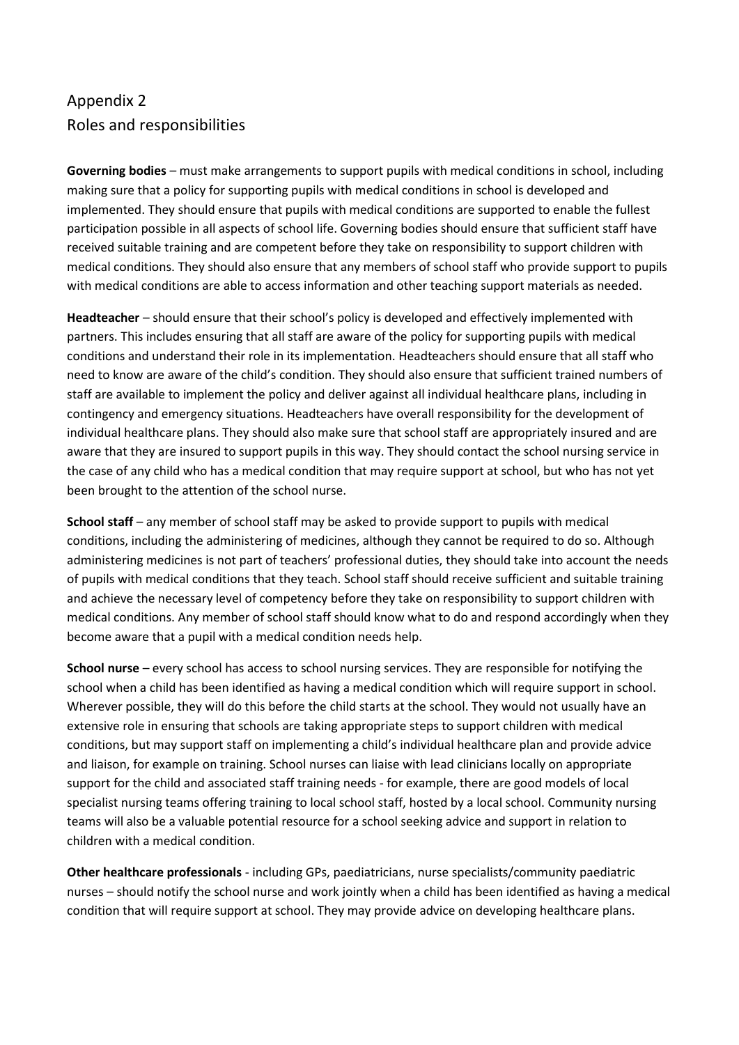# Appendix 2
## Roles and responsibilities

**Governing bodies** – must make arrangements to support pupils with medical conditions in school, including making sure that a policy for supporting pupils with medical conditions in school is developed and implemented. They should ensure that pupils with medical conditions are supported to enable the fullest participation possible in all aspects of school life. Governing bodies should ensure that sufficient staff have received suitable training and are competent before they take on responsibility to support children with medical conditions. They should also ensure that any members of school staff who provide support to pupils with medical conditions are able to access information and other teaching support materials as needed.

**Headteacher** – should ensure that their school's policy is developed and effectively implemented with partners. This includes ensuring that all staff are aware of the policy for supporting pupils with medical conditions and understand their role in its implementation. Headteachers should ensure that all staff who need to know are aware of the child's condition. They should also ensure that sufficient trained numbers of staff are available to implement the policy and deliver against all individual healthcare plans, including in contingency and emergency situations. Headteachers have overall responsibility for the development of individual healthcare plans. They should also make sure that school staff are appropriately insured and are aware that they are insured to support pupils in this way. They should contact the school nursing service in the case of any child who has a medical condition that may require support at school, but who has not yet been brought to the attention of the school nurse.

**School staff** – any member of school staff may be asked to provide support to pupils with medical conditions, including the administering of medicines, although they cannot be required to do so. Although administering medicines is not part of teachers' professional duties, they should take into account the needs of pupils with medical conditions that they teach. School staff should receive sufficient and suitable training and achieve the necessary level of competency before they take on responsibility to support children with medical conditions. Any member of school staff should know what to do and respond accordingly when they become aware that a pupil with a medical condition needs help.

**School nurse** – every school has access to school nursing services. They are responsible for notifying the school when a child has been identified as having a medical condition which will require support in school. Wherever possible, they will do this before the child starts at the school. They would not usually have an extensive role in ensuring that schools are taking appropriate steps to support children with medical conditions, but may support staff on implementing a child's individual healthcare plan and provide advice and liaison, for example on training. School nurses can liaise with lead clinicians locally on appropriate support for the child and associated staff training needs - for example, there are good models of local specialist nursing teams offering training to local school staff, hosted by a local school. Community nursing teams will also be a valuable potential resource for a school seeking advice and support in relation to children with a medical condition.

**Other healthcare professionals** - including GPs, paediatricians, nurse specialists/community paediatric nurses – should notify the school nurse and work jointly when a child has been identified as having a medical condition that will require support at school. They may provide advice on developing healthcare plans.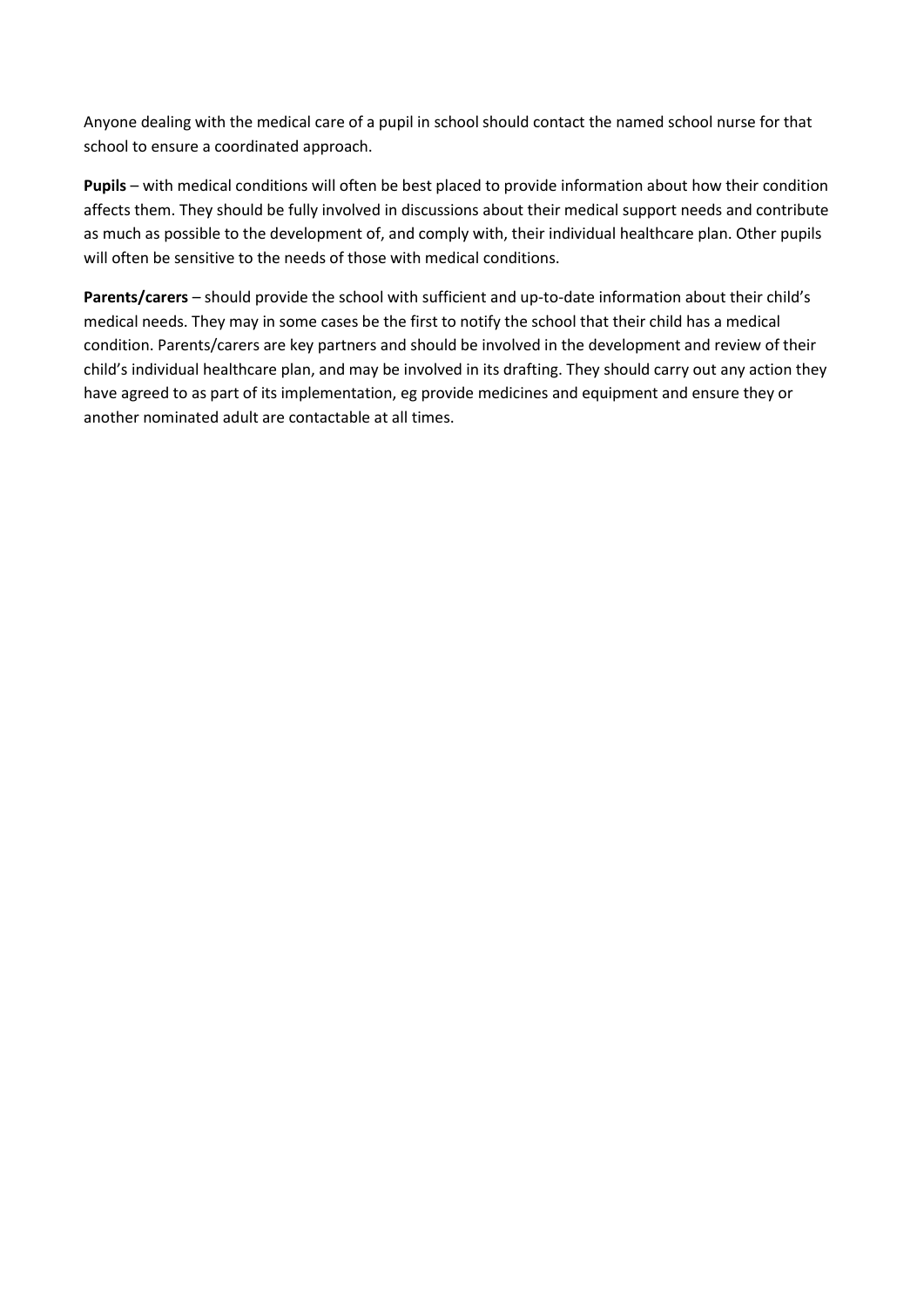Anyone dealing with the medical care of a pupil in school should contact the named school nurse for that school to ensure a coordinated approach.

**Pupils** – with medical conditions will often be best placed to provide information about how their condition affects them. They should be fully involved in discussions about their medical support needs and contribute as much as possible to the development of, and comply with, their individual healthcare plan. Other pupils will often be sensitive to the needs of those with medical conditions.

**Parents/carers** – should provide the school with sufficient and up-to-date information about their child's medical needs. They may in some cases be the first to notify the school that their child has a medical condition. Parents/carers are key partners and should be involved in the development and review of their child's individual healthcare plan, and may be involved in its drafting. They should carry out any action they have agreed to as part of its implementation, eg provide medicines and equipment and ensure they or another nominated adult are contactable at all times.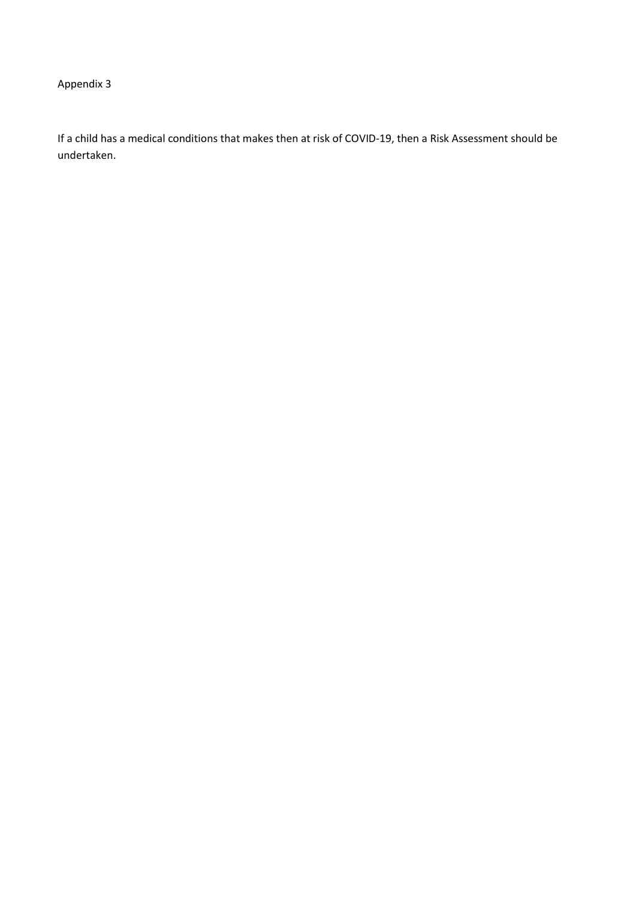Appendix 3

If a child has a medical conditions that makes then at risk of COVID-19, then a Risk Assessment should be undertaken.